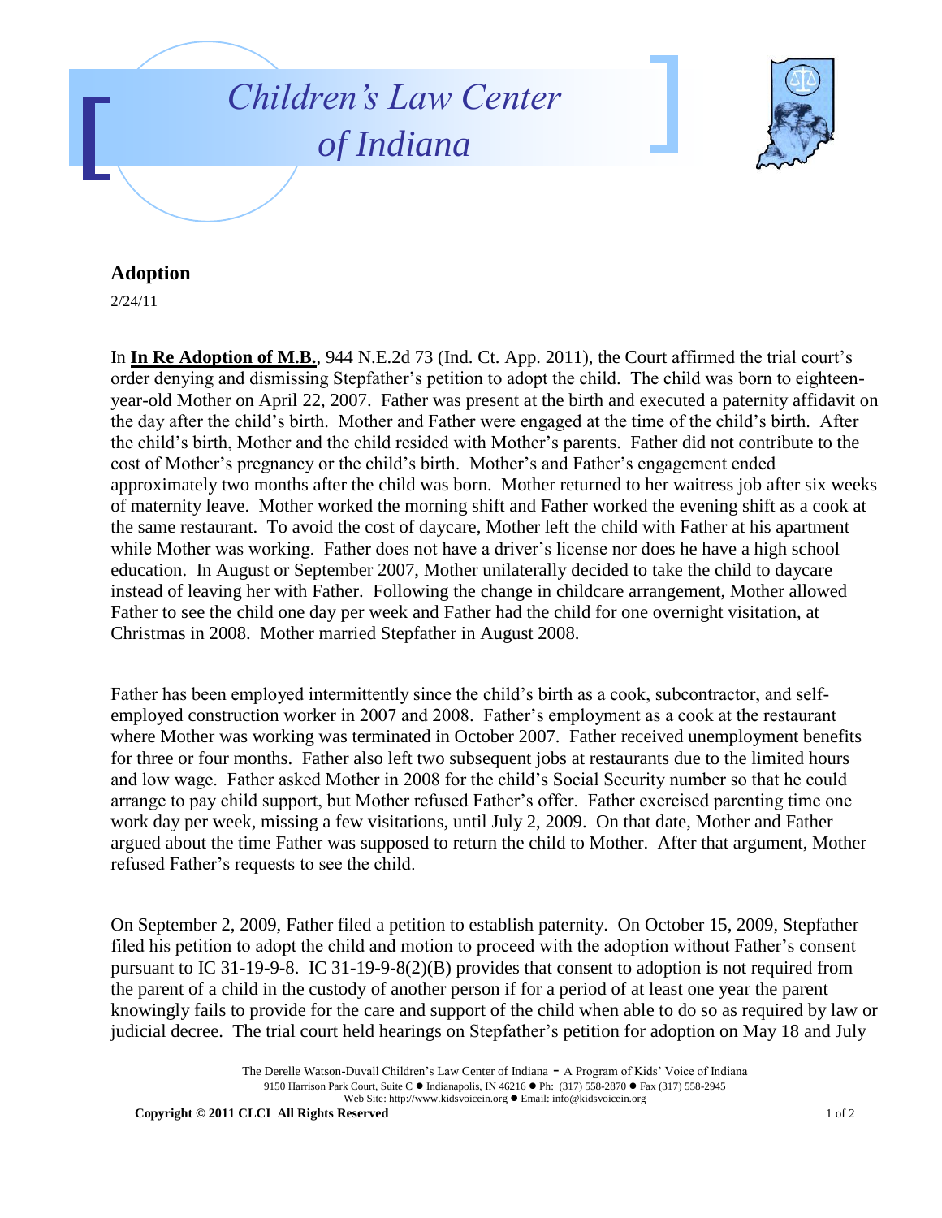# Children's Law Center of Indiana

## Adoption

2/24/11

In **In Re Adoption of M.B.**, 944 N.E.2d 73 (Ind. Ct. App. 2011), the Court affirmed the trial court's order denying and dismissing Stepfather's petition to adopt the child. The child was born to eighteen-year-old Mother on April 22, 2007. Father was present at the birth and executed a paternity affidavit on the day after the child's birth. Mother and Father were engaged at the time of the child's birth. After the child's birth, Mother and the child resided with Mother's parents. Father did not contribute to the cost of Mother's pregnancy or the child's birth. Mother's and Father's engagement ended approximately two months after the child was born. Mother returned to her waitress job after six weeks of maternity leave. Mother worked the morning shift and Father worked the evening shift as a cook at the same restaurant. To avoid the cost of daycare, Mother left the child with Father at his apartment while Mother was working. Father does not have a driver's license nor does he have a high school education. In August or September 2007, Mother unilaterally decided to take the child to daycare instead of leaving her with Father. Following the change in childcare arrangement, Mother allowed Father to see the child one day per week and Father had the child for one overnight visitation, at Christmas in 2008. Mother married Stepfather in August 2008.

Father has been employed intermittently since the child's birth as a cook, subcontractor, and self-employed construction worker in 2007 and 2008. Father's employment as a cook at the restaurant where Mother was working was terminated in October 2007. Father received unemployment benefits for three or four months. Father also left two subsequent jobs at restaurants due to the limited hours and low wage. Father asked Mother in 2008 for the child's Social Security number so that he could arrange to pay child support, but Mother refused Father's offer. Father exercised parenting time one work day per week, missing a few visitations, until July 2, 2009. On that date, Mother and Father argued about the time Father was supposed to return the child to Mother. After that argument, Mother refused Father's requests to see the child.

On September 2, 2009, Father filed a petition to establish paternity. On October 15, 2009, Stepfather filed his petition to adopt the child and motion to proceed with the adoption without Father's consent pursuant to IC 31-19-9-8. IC 31-19-9-8(2)(B) provides that consent to adoption is not required from the parent of a child in the custody of another person if for a period of at least one year the parent knowingly fails to provide for the care and support of the child when able to do so as required by law or judicial decree. The trial court held hearings on Stepfather's petition for adoption on May 18 and July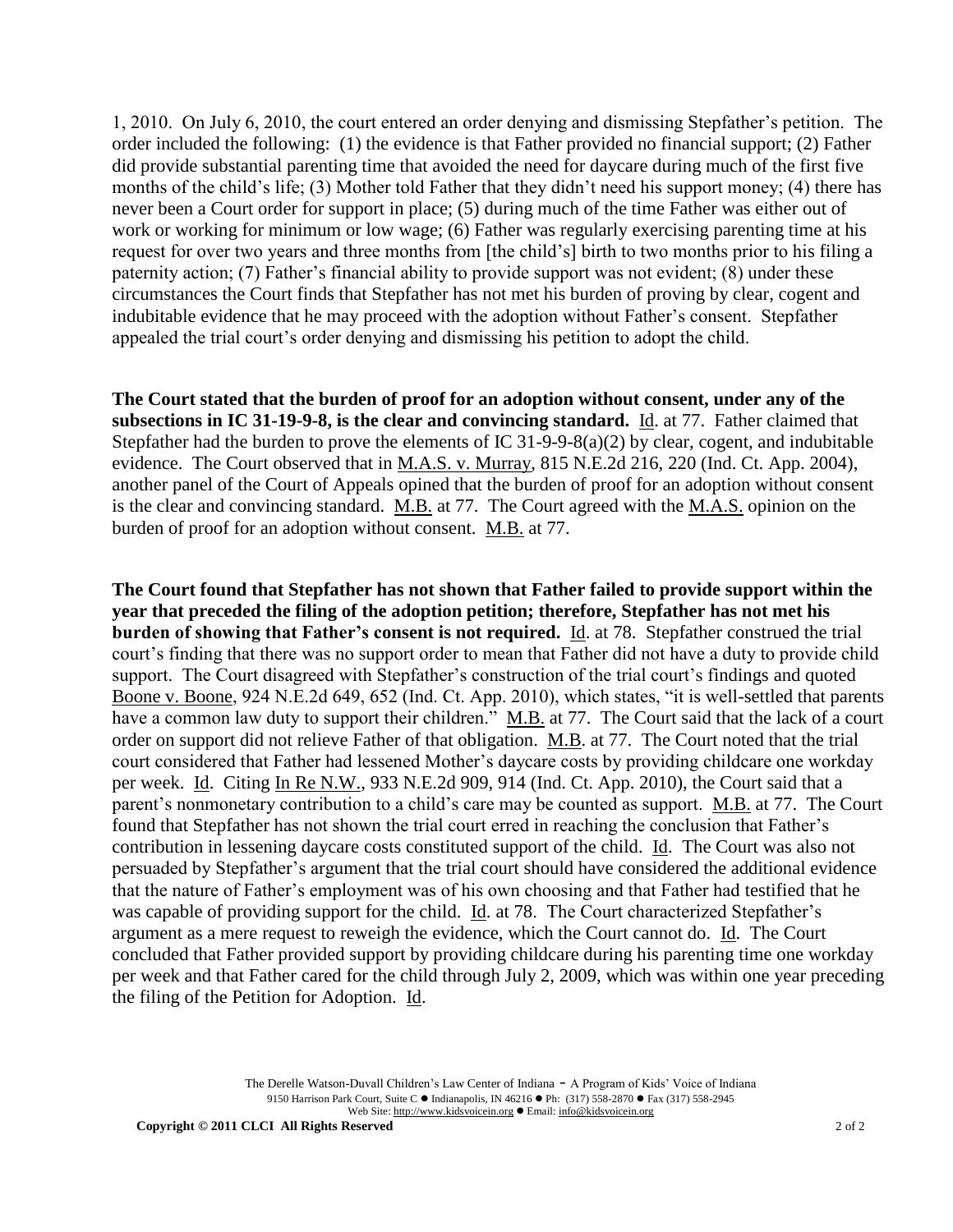1, 2010. On July 6, 2010, the court entered an order denying and dismissing Stepfather's petition. The order included the following: (1) the evidence is that Father provided no financial support; (2) Father did provide substantial parenting time that avoided the need for daycare during much of the first five months of the child's life; (3) Mother told Father that they didn't need his support money; (4) there has never been a Court order for support in place; (5) during much of the time Father was either out of work or working for minimum or low wage; (6) Father was regularly exercising parenting time at his request for over two years and three months from [the child's] birth to two months prior to his filing a paternity action; (7) Father's financial ability to provide support was not evident; (8) under these circumstances the Court finds that Stepfather has not met his burden of proving by clear, cogent and indubitable evidence that he may proceed with the adoption without Father's consent. Stepfather appealed the trial court's order denying and dismissing his petition to adopt the child.

**The Court stated that the burden of proof for an adoption without consent, under any of the subsections in IC 31-19-9-8, is the clear and convincing standard.** Id. at 77. Father claimed that Stepfather had the burden to prove the elements of IC 31-9-9-8(a)(2) by clear, cogent, and indubitable evidence. The Court observed that in M.A.S. v. Murray, 815 N.E.2d 216, 220 (Ind. Ct. App. 2004), another panel of the Court of Appeals opined that the burden of proof for an adoption without consent is the clear and convincing standard. M.B. at 77. The Court agreed with the M.A.S. opinion on the burden of proof for an adoption without consent. M.B. at 77.

**The Court found that Stepfather has not shown that Father failed to provide support within the year that preceded the filing of the adoption petition; therefore, Stepfather has not met his burden of showing that Father's consent is not required.** Id. at 78. Stepfather construed the trial court's finding that there was no support order to mean that Father did not have a duty to provide child support. The Court disagreed with Stepfather's construction of the trial court's findings and quoted Boone v. Boone, 924 N.E.2d 649, 652 (Ind. Ct. App. 2010), which states, "it is well-settled that parents have a common law duty to support their children." M.B. at 77. The Court said that the lack of a court order on support did not relieve Father of that obligation. M.B. at 77. The Court noted that the trial court considered that Father had lessened Mother's daycare costs by providing childcare one workday per week. Id. Citing In Re N.W., 933 N.E.2d 909, 914 (Ind. Ct. App. 2010), the Court said that a parent's nonmonetary contribution to a child's care may be counted as support. M.B. at 77. The Court found that Stepfather has not shown the trial court erred in reaching the conclusion that Father's contribution in lessening daycare costs constituted support of the child. Id. The Court was also not persuaded by Stepfather's argument that the trial court should have considered the additional evidence that the nature of Father's employment was of his own choosing and that Father had testified that he was capable of providing support for the child. Id. at 78. The Court characterized Stepfather's argument as a mere request to reweigh the evidence, which the Court cannot do. Id. The Court concluded that Father provided support by providing childcare during his parenting time one workday per week and that Father cared for the child through July 2, 2009, which was within one year preceding the filing of the Petition for Adoption. Id.

The Derelle Watson-Duvall Children's Law Center of Indiana - A Program of Kids' Voice of Indiana
9150 Harrison Park Court, Suite C ● Indianapolis, IN 46216 ● Ph: (317) 558-2870 ● Fax (317) 558-2945
Web Site: http://www.kidsvoicein.org ● Email: info@kidsvoicein.org

**Copyright © 2011 CLCI All Rights Reserved**